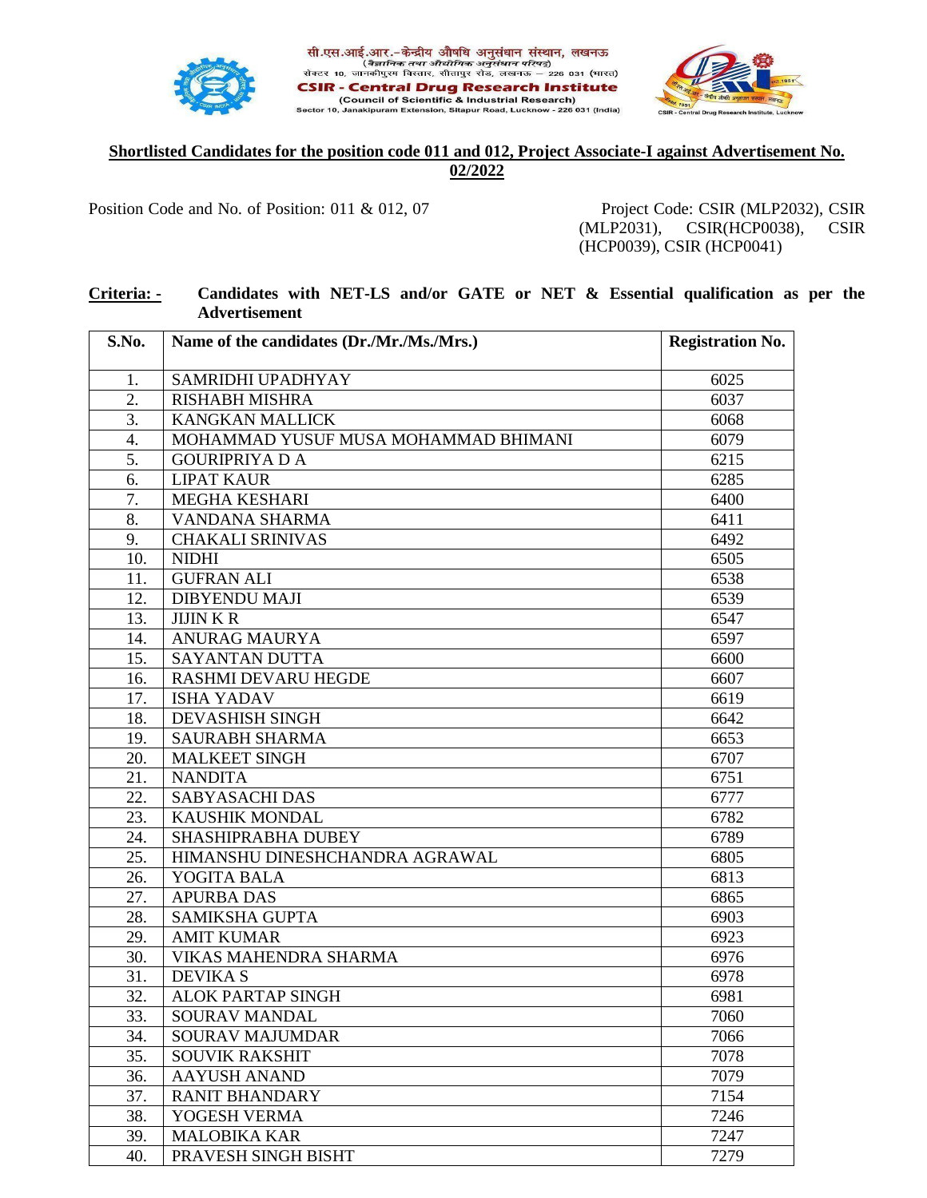सी.एस.आई.आर.-केन्द्रीय औषधि अनुसंधान संस्थान, लखनऊ
(वैज्ञानिक तथा औद्योगिक अनुसंधान परिषद)
सेक्टर 10, जानकीपुरम विस्तार, सीतापुर रोड, लखनऊ – 226 031 (भारत)

**CSIR - Central Drug Research Institute**
(Council of Scientific & Industrial Research)
Sector 10, Janakipuram Extension, Sitapur Road, Lucknow - 226 031 (India)

## Shortlisted Candidates for the position code 011 and 012, Project Associate-I against Advertisement No. 02/2022

Position Code and No. of Position: 011 & 012, 07

Project Code: CSIR (MLP2032), CSIR (MLP2031), CSIR(HCP0038), CSIR (HCP0039), CSIR (HCP0041)

**Criteria: -** **Candidates with NET-LS and/or GATE or NET & Essential qualification as per the Advertisement**

| S.No. | Name of the candidates (Dr./Mr./Ms./Mrs.) | Registration No. |
|---|---|---|
| 1. | SAMRIDHI UPADHYAY | 6025 |
| 2. | RISHABH MISHRA | 6037 |
| 3. | KANGKAN MALLICK | 6068 |
| 4. | MOHAMMAD YUSUF MUSA MOHAMMAD BHIMANI | 6079 |
| 5. | GOURIPRIYA D A | 6215 |
| 6. | LIPAT KAUR | 6285 |
| 7. | MEGHA KESHARI | 6400 |
| 8. | VANDANA SHARMA | 6411 |
| 9. | CHAKALI SRINIVAS | 6492 |
| 10. | NIDHI | 6505 |
| 11. | GUFRAN ALI | 6538 |
| 12. | DIBYENDU MAJI | 6539 |
| 13. | JIJIN K R | 6547 |
| 14. | ANURAG MAURYA | 6597 |
| 15. | SAYANTAN DUTTA | 6600 |
| 16. | RASHMI DEVARU HEGDE | 6607 |
| 17. | ISHA YADAV | 6619 |
| 18. | DEVASHISH SINGH | 6642 |
| 19. | SAURABH SHARMA | 6653 |
| 20. | MALKEET SINGH | 6707 |
| 21. | NANDITA | 6751 |
| 22. | SABYASACHI DAS | 6777 |
| 23. | KAUSHIK MONDAL | 6782 |
| 24. | SHASHIPRABHA DUBEY | 6789 |
| 25. | HIMANSHU DINESHCHANDRA AGRAWAL | 6805 |
| 26. | YOGITA BALA | 6813 |
| 27. | APURBA DAS | 6865 |
| 28. | SAMIKSHA GUPTA | 6903 |
| 29. | AMIT KUMAR | 6923 |
| 30. | VIKAS MAHENDRA SHARMA | 6976 |
| 31. | DEVIKA S | 6978 |
| 32. | ALOK PARTAP SINGH | 6981 |
| 33. | SOURAV MANDAL | 7060 |
| 34. | SOURAV MAJUMDAR | 7066 |
| 35. | SOUVIK RAKSHIT | 7078 |
| 36. | AAYUSH ANAND | 7079 |
| 37. | RANIT BHANDARY | 7154 |
| 38. | YOGESH VERMA | 7246 |
| 39. | MALOBIKA KAR | 7247 |
| 40. | PRAVESH SINGH BISHT | 7279 |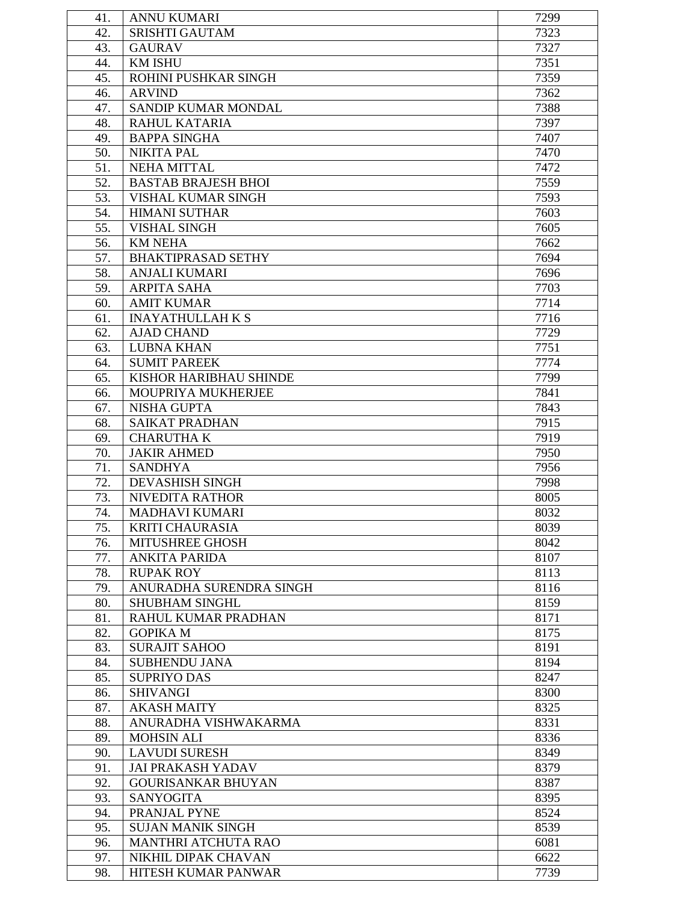| 41. | ANNU KUMARI | 7299 |
|---|---|---|
| 42. | SRISHTI GAUTAM | 7323 |
| 43. | GAURAV | 7327 |
| 44. | KM ISHU | 7351 |
| 45. | ROHINI PUSHKAR SINGH | 7359 |
| 46. | ARVIND | 7362 |
| 47. | SANDIP KUMAR MONDAL | 7388 |
| 48. | RAHUL KATARIA | 7397 |
| 49. | BAPPA SINGHA | 7407 |
| 50. | NIKITA PAL | 7470 |
| 51. | NEHA MITTAL | 7472 |
| 52. | BASTAB BRAJESH BHOI | 7559 |
| 53. | VISHAL KUMAR SINGH | 7593 |
| 54. | HIMANI SUTHAR | 7603 |
| 55. | VISHAL SINGH | 7605 |
| 56. | KM NEHA | 7662 |
| 57. | BHAKTIPRASAD SETHY | 7694 |
| 58. | ANJALI KUMARI | 7696 |
| 59. | ARPITA SAHA | 7703 |
| 60. | AMIT KUMAR | 7714 |
| 61. | INAYATHULLAH K S | 7716 |
| 62. | AJAD CHAND | 7729 |
| 63. | LUBNA KHAN | 7751 |
| 64. | SUMIT PAREEK | 7774 |
| 65. | KISHOR HARIBHAU SHINDE | 7799 |
| 66. | MOUPRIYA MUKHERJEE | 7841 |
| 67. | NISHA GUPTA | 7843 |
| 68. | SAIKAT PRADHAN | 7915 |
| 69. | CHARUTHA K | 7919 |
| 70. | JAKIR AHMED | 7950 |
| 71. | SANDHYA | 7956 |
| 72. | DEVASHISH SINGH | 7998 |
| 73. | NIVEDITA RATHOR | 8005 |
| 74. | MADHAVI KUMARI | 8032 |
| 75. | KRITI CHAURASIA | 8039 |
| 76. | MITUSHREE GHOSH | 8042 |
| 77. | ANKITA PARIDA | 8107 |
| 78. | RUPAK ROY | 8113 |
| 79. | ANURADHA SURENDRA SINGH | 8116 |
| 80. | SHUBHAM SINGHL | 8159 |
| 81. | RAHUL KUMAR PRADHAN | 8171 |
| 82. | GOPIKA M | 8175 |
| 83. | SURAJIT SAHOO | 8191 |
| 84. | SUBHENDU JANA | 8194 |
| 85. | SUPRIYO DAS | 8247 |
| 86. | SHIVANGI | 8300 |
| 87. | AKASH MAITY | 8325 |
| 88. | ANURADHA VISHWAKARMA | 8331 |
| 89. | MOHSIN ALI | 8336 |
| 90. | LAVUDI SURESH | 8349 |
| 91. | JAI PRAKASH YADAV | 8379 |
| 92. | GOURISANKAR BHUYAN | 8387 |
| 93. | SANYOGITA | 8395 |
| 94. | PRANJAL PYNE | 8524 |
| 95. | SUJAN MANIK SINGH | 8539 |
| 96. | MANTHRI ATCHUTA RAO | 6081 |
| 97. | NIKHIL DIPAK CHAVAN | 6622 |
| 98. | HITESH KUMAR PANWAR | 7739 |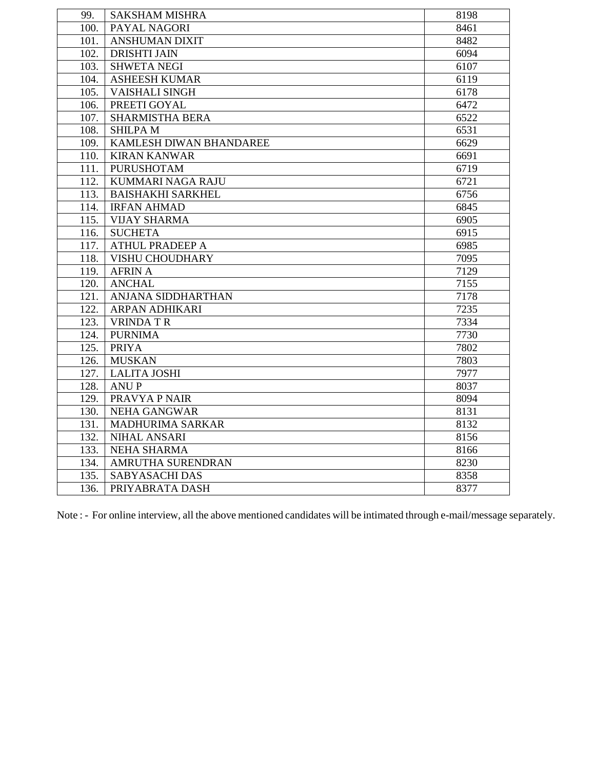| | | |
|---|---|---|
| 99. | SAKSHAM MISHRA | 8198 |
| 100. | PAYAL NAGORI | 8461 |
| 101. | ANSHUMAN DIXIT | 8482 |
| 102. | DRISHTI JAIN | 6094 |
| 103. | SHWETA NEGI | 6107 |
| 104. | ASHEESH KUMAR | 6119 |
| 105. | VAISHALI SINGH | 6178 |
| 106. | PREETI GOYAL | 6472 |
| 107. | SHARMISTHA BERA | 6522 |
| 108. | SHILPA M | 6531 |
| 109. | KAMLESH DIWAN BHANDAREE | 6629 |
| 110. | KIRAN KANWAR | 6691 |
| 111. | PURUSHOTAM | 6719 |
| 112. | KUMMARI NAGA RAJU | 6721 |
| 113. | BAISHAKHI SARKHEL | 6756 |
| 114. | IRFAN AHMAD | 6845 |
| 115. | VIJAY SHARMA | 6905 |
| 116. | SUCHETA | 6915 |
| 117. | ATHUL PRADEEP A | 6985 |
| 118. | VISHU CHOUDHARY | 7095 |
| 119. | AFRIN A | 7129 |
| 120. | ANCHAL | 7155 |
| 121. | ANJANA SIDDHARTHAN | 7178 |
| 122. | ARPAN ADHIKARI | 7235 |
| 123. | VRINDA T R | 7334 |
| 124. | PURNIMA | 7730 |
| 125. | PRIYA | 7802 |
| 126. | MUSKAN | 7803 |
| 127. | LALITA JOSHI | 7977 |
| 128. | ANU P | 8037 |
| 129. | PRAVYA P NAIR | 8094 |
| 130. | NEHA GANGWAR | 8131 |
| 131. | MADHURIMA SARKAR | 8132 |
| 132. | NIHAL ANSARI | 8156 |
| 133. | NEHA SHARMA | 8166 |
| 134. | AMRUTHA SURENDRAN | 8230 |
| 135. | SABYASACHI DAS | 8358 |
| 136. | PRIYABRATA DASH | 8377 |

Note : - For online interview, all the above mentioned candidates will be intimated through e-mail/message separately.